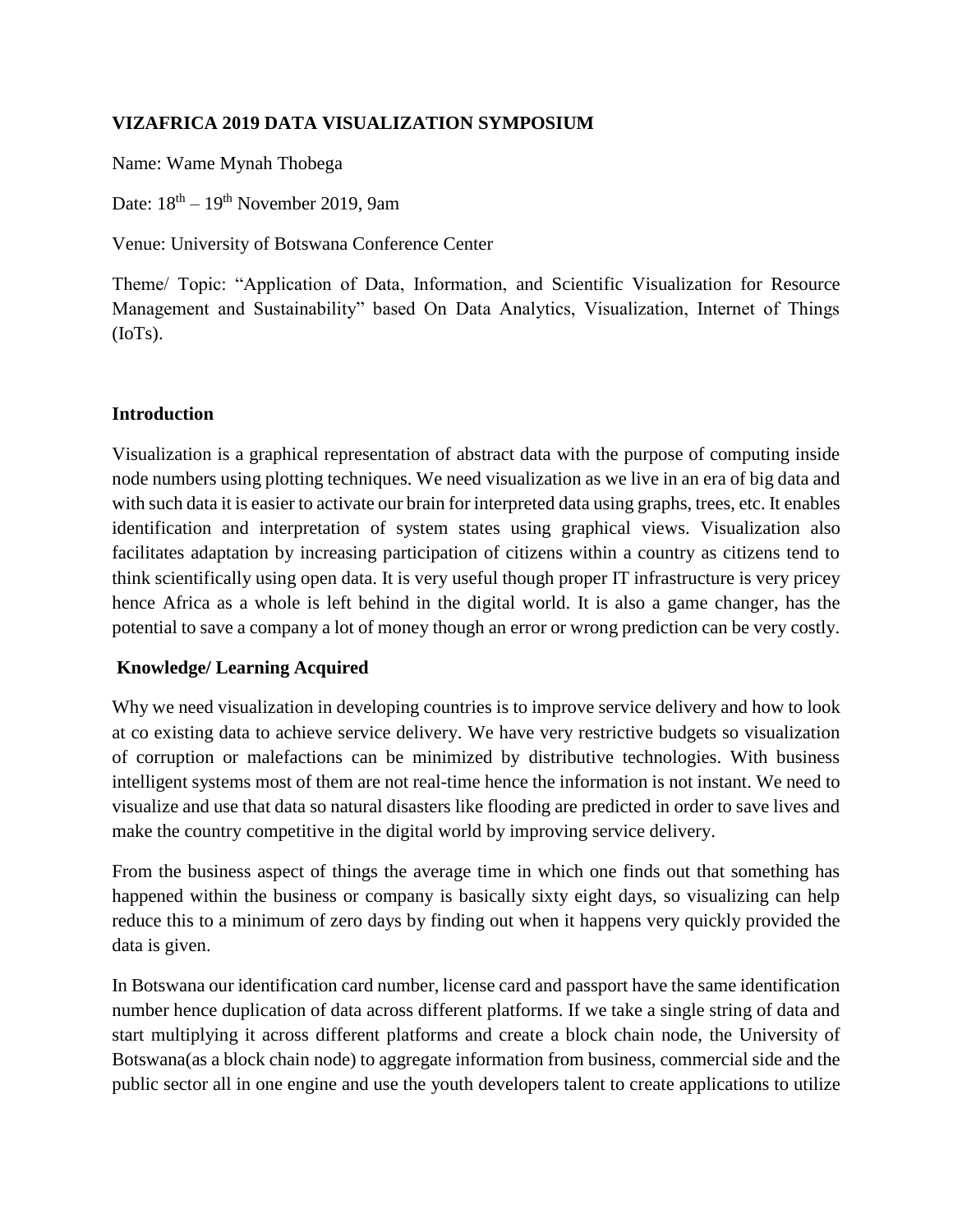**VIZAFRICA 2019 DATA VISUALIZATION SYMPOSIUM**

Name: Wame Mynah Thobega

Date: 18th – 19th November 2019, 9am

Venue: University of Botswana Conference Center

Theme/ Topic: "Application of Data, Information, and Scientific Visualization for Resource Management and Sustainability" based On Data Analytics, Visualization, Internet of Things (IoTs).

**Introduction**

Visualization is a graphical representation of abstract data with the purpose of computing inside node numbers using plotting techniques. We need visualization as we live in an era of big data and with such data it is easier to activate our brain for interpreted data using graphs, trees, etc. It enables identification and interpretation of system states using graphical views. Visualization also facilitates adaptation by increasing participation of citizens within a country as citizens tend to think scientifically using open data. It is very useful though proper IT infrastructure is very pricey hence Africa as a whole is left behind in the digital world. It is also a game changer, has the potential to save a company a lot of money though an error or wrong prediction can be very costly.

**Knowledge/ Learning Acquired**

Why we need visualization in developing countries is to improve service delivery and how to look at co existing data to achieve service delivery. We have very restrictive budgets so visualization of corruption or malefactions can be minimized by distributive technologies. With business intelligent systems most of them are not real-time hence the information is not instant. We need to visualize and use that data so natural disasters like flooding are predicted in order to save lives and make the country competitive in the digital world by improving service delivery.

From the business aspect of things the average time in which one finds out that something has happened within the business or company is basically sixty eight days, so visualizing can help reduce this to a minimum of zero days by finding out when it happens very quickly provided the data is given.

In Botswana our identification card number, license card and passport have the same identification number hence duplication of data across different platforms. If we take a single string of data and start multiplying it across different platforms and create a block chain node, the University of Botswana(as a block chain node) to aggregate information from business, commercial side and the public sector all in one engine and use the youth developers talent to create applications to utilize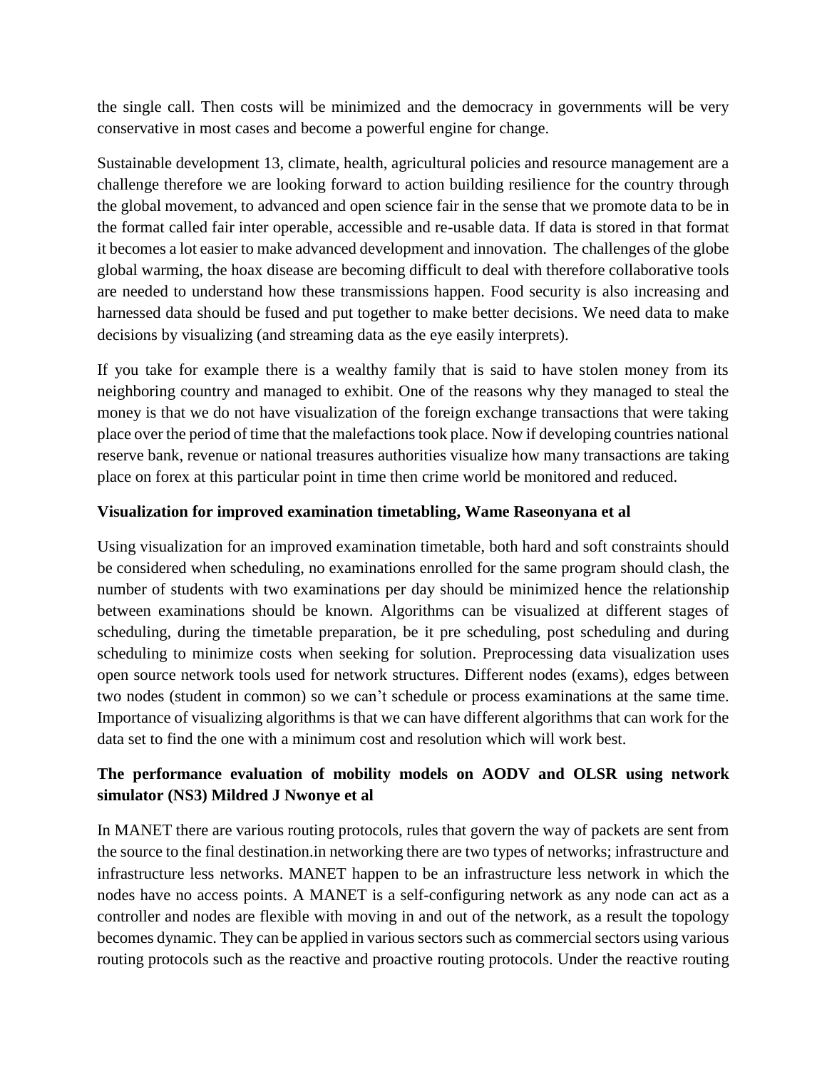the single call. Then costs will be minimized and the democracy in governments will be very conservative in most cases and become a powerful engine for change.

Sustainable development 13, climate, health, agricultural policies and resource management are a challenge therefore we are looking forward to action building resilience for the country through the global movement, to advanced and open science fair in the sense that we promote data to be in the format called fair inter operable, accessible and re-usable data. If data is stored in that format it becomes a lot easier to make advanced development and innovation. The challenges of the globe global warming, the hoax disease are becoming difficult to deal with therefore collaborative tools are needed to understand how these transmissions happen. Food security is also increasing and harnessed data should be fused and put together to make better decisions. We need data to make decisions by visualizing (and streaming data as the eye easily interprets).

If you take for example there is a wealthy family that is said to have stolen money from its neighboring country and managed to exhibit. One of the reasons why they managed to steal the money is that we do not have visualization of the foreign exchange transactions that were taking place over the period of time that the malefactions took place. Now if developing countries national reserve bank, revenue or national treasures authorities visualize how many transactions are taking place on forex at this particular point in time then crime world be monitored and reduced.

**Visualization for improved examination timetabling, Wame Raseonyana et al**

Using visualization for an improved examination timetable, both hard and soft constraints should be considered when scheduling, no examinations enrolled for the same program should clash, the number of students with two examinations per day should be minimized hence the relationship between examinations should be known. Algorithms can be visualized at different stages of scheduling, during the timetable preparation, be it pre scheduling, post scheduling and during scheduling to minimize costs when seeking for solution. Preprocessing data visualization uses open source network tools used for network structures. Different nodes (exams), edges between two nodes (student in common) so we can't schedule or process examinations at the same time. Importance of visualizing algorithms is that we can have different algorithms that can work for the data set to find the one with a minimum cost and resolution which will work best.

**The performance evaluation of mobility models on AODV and OLSR using network simulator (NS3) Mildred J Nwonye et al**

In MANET there are various routing protocols, rules that govern the way of packets are sent from the source to the final destination.in networking there are two types of networks; infrastructure and infrastructure less networks. MANET happen to be an infrastructure less network in which the nodes have no access points. A MANET is a self-configuring network as any node can act as a controller and nodes are flexible with moving in and out of the network, as a result the topology becomes dynamic. They can be applied in various sectors such as commercial sectors using various routing protocols such as the reactive and proactive routing protocols. Under the reactive routing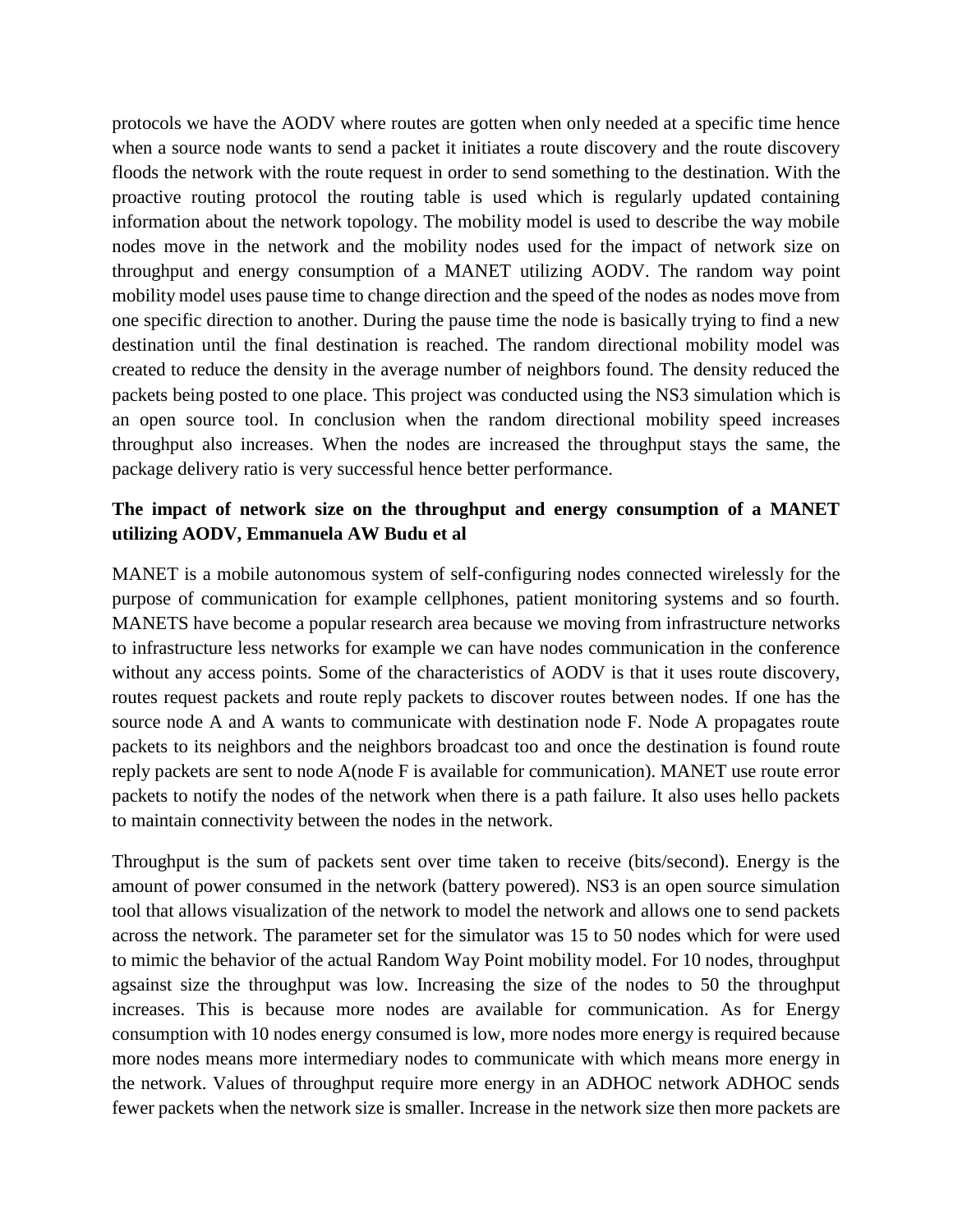protocols we have the AODV where routes are gotten when only needed at a specific time hence when a source node wants to send a packet it initiates a route discovery and the route discovery floods the network with the route request in order to send something to the destination. With the proactive routing protocol the routing table is used which is regularly updated containing information about the network topology. The mobility model is used to describe the way mobile nodes move in the network and the mobility nodes used for the impact of network size on throughput and energy consumption of a MANET utilizing AODV. The random way point mobility model uses pause time to change direction and the speed of the nodes as nodes move from one specific direction to another. During the pause time the node is basically trying to find a new destination until the final destination is reached. The random directional mobility model was created to reduce the density in the average number of neighbors found. The density reduced the packets being posted to one place. This project was conducted using the NS3 simulation which is an open source tool. In conclusion when the random directional mobility speed increases throughput also increases. When the nodes are increased the throughput stays the same, the package delivery ratio is very successful hence better performance.

**The impact of network size on the throughput and energy consumption of a MANET utilizing AODV, Emmanuela AW Budu et al**

MANET is a mobile autonomous system of self-configuring nodes connected wirelessly for the purpose of communication for example cellphones, patient monitoring systems and so fourth. MANETS have become a popular research area because we moving from infrastructure networks to infrastructure less networks for example we can have nodes communication in the conference without any access points. Some of the characteristics of AODV is that it uses route discovery, routes request packets and route reply packets to discover routes between nodes. If one has the source node A and A wants to communicate with destination node F. Node A propagates route packets to its neighbors and the neighbors broadcast too and once the destination is found route reply packets are sent to node A(node F is available for communication). MANET use route error packets to notify the nodes of the network when there is a path failure. It also uses hello packets to maintain connectivity between the nodes in the network.

Throughput is the sum of packets sent over time taken to receive (bits/second). Energy is the amount of power consumed in the network (battery powered). NS3 is an open source simulation tool that allows visualization of the network to model the network and allows one to send packets across the network. The parameter set for the simulator was 15 to 50 nodes which for were used to mimic the behavior of the actual Random Way Point mobility model. For 10 nodes, throughput agsainst size the throughput was low. Increasing the size of the nodes to 50 the throughput increases. This is because more nodes are available for communication. As for Energy consumption with 10 nodes energy consumed is low, more nodes more energy is required because more nodes means more intermediary nodes to communicate with which means more energy in the network. Values of throughput require more energy in an ADHOC network ADHOC sends fewer packets when the network size is smaller. Increase in the network size then more packets are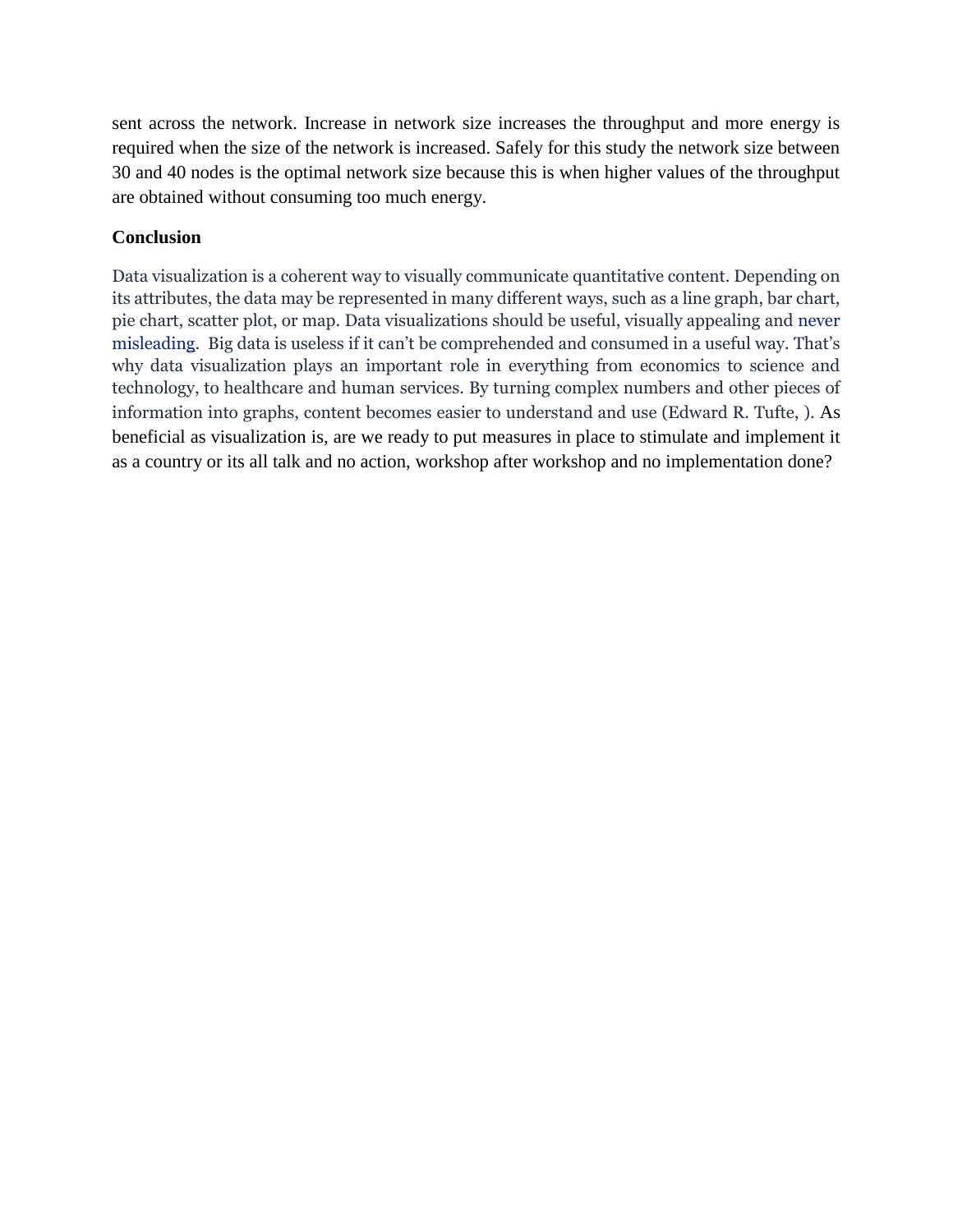sent across the network. Increase in network size increases the throughput and more energy is required when the size of the network is increased. Safely for this study the network size between 30 and 40 nodes is the optimal network size because this is when higher values of the throughput are obtained without consuming too much energy.

**Conclusion**

Data visualization is a coherent way to visually communicate quantitative content. Depending on its attributes, the data may be represented in many different ways, such as a line graph, bar chart, pie chart, scatter plot, or map. Data visualizations should be useful, visually appealing and never misleading. Big data is useless if it can't be comprehended and consumed in a useful way. That's why data visualization plays an important role in everything from economics to science and technology, to healthcare and human services. By turning complex numbers and other pieces of information into graphs, content becomes easier to understand and use (Edward R. Tufte, ). As beneficial as visualization is, are we ready to put measures in place to stimulate and implement it as a country or its all talk and no action, workshop after workshop and no implementation done?